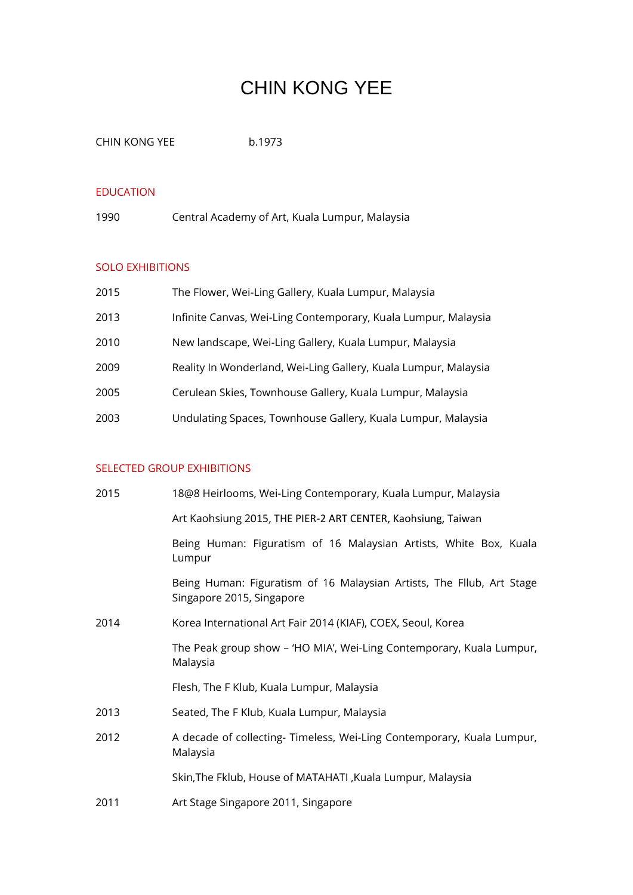# CHIN KONG YEE

CHIN KONG YEE b.1973

## EDUCATION

| | |
|---|---|
| 1990 | Central Academy of Art, Kuala Lumpur, Malaysia |

## SOLO EXHIBITIONS

| | |
|---|---|
| 2015 | The Flower, Wei-Ling Gallery, Kuala Lumpur, Malaysia |
| 2013 | Infinite Canvas, Wei-Ling Contemporary, Kuala Lumpur, Malaysia |
| 2010 | New landscape, Wei-Ling Gallery, Kuala Lumpur, Malaysia |
| 2009 | Reality In Wonderland, Wei-Ling Gallery, Kuala Lumpur, Malaysia |
| 2005 | Cerulean Skies, Townhouse Gallery, Kuala Lumpur, Malaysia |
| 2003 | Undulating Spaces, Townhouse Gallery, Kuala Lumpur, Malaysia |

## SELECTED GROUP EXHIBITIONS

| | |
|---|---|
| 2015 | 18@8 Heirlooms, Wei-Ling Contemporary, Kuala Lumpur, Malaysia |
| | Art Kaohsiung 2015, THE PIER-2 ART CENTER, Kaohsiung, Taiwan |
| | Being Human: Figuratism of 16 Malaysian Artists, White Box, Kuala Lumpur |
| | Being Human: Figuratism of 16 Malaysian Artists, The Fllub, Art Stage Singapore 2015, Singapore |
| 2014 | Korea International Art Fair 2014 (KIAF), COEX, Seoul, Korea |
| | The Peak group show – 'HO MIA', Wei-Ling Contemporary, Kuala Lumpur, Malaysia |
| | Flesh, The F Klub, Kuala Lumpur, Malaysia |
| 2013 | Seated, The F Klub, Kuala Lumpur, Malaysia |
| 2012 | A decade of collecting- Timeless, Wei-Ling Contemporary, Kuala Lumpur, Malaysia |
| | Skin,The Fklub, House of MATAHATI ,Kuala Lumpur, Malaysia |
| 2011 | Art Stage Singapore 2011, Singapore |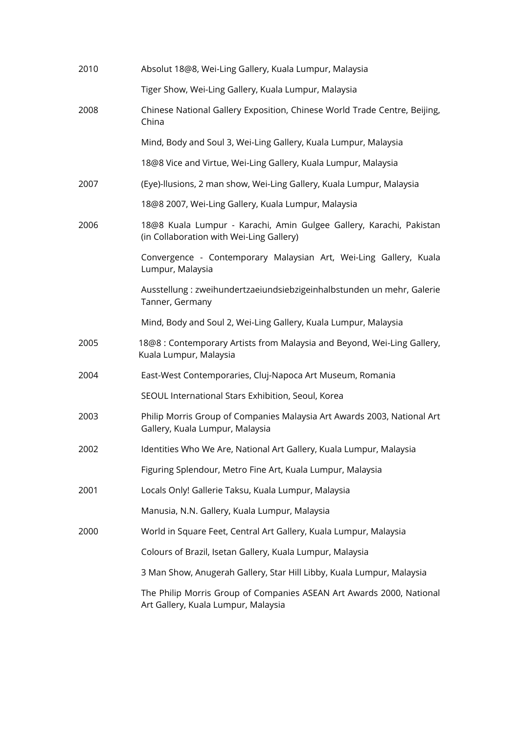| | |
|---|---|
| 2010 | Absolut 18@8, Wei-Ling Gallery, Kuala Lumpur, Malaysia |
| | Tiger Show, Wei-Ling Gallery, Kuala Lumpur, Malaysia |
| 2008 | Chinese National Gallery Exposition, Chinese World Trade Centre, Beijing, China |
| | Mind, Body and Soul 3, Wei-Ling Gallery, Kuala Lumpur, Malaysia |
| | 18@8 Vice and Virtue, Wei-Ling Gallery, Kuala Lumpur, Malaysia |
| 2007 | (Eye)-llusions, 2 man show, Wei-Ling Gallery, Kuala Lumpur, Malaysia |
| | 18@8 2007, Wei-Ling Gallery, Kuala Lumpur, Malaysia |
| 2006 | 18@8 Kuala Lumpur - Karachi, Amin Gulgee Gallery, Karachi, Pakistan (in Collaboration with Wei-Ling Gallery) |
| | Convergence - Contemporary Malaysian Art, Wei-Ling Gallery, Kuala Lumpur, Malaysia |
| | Ausstellung : zweihundertzaeiundsiebzigeinhalbstunden un mehr, Galerie Tanner, Germany |
| | Mind, Body and Soul 2, Wei-Ling Gallery, Kuala Lumpur, Malaysia |
| 2005 | 18@8 : Contemporary Artists from Malaysia and Beyond, Wei-Ling Gallery, Kuala Lumpur, Malaysia |
| 2004 | East-West Contemporaries, Cluj-Napoca Art Museum, Romania |
| | SEOUL International Stars Exhibition, Seoul, Korea |
| 2003 | Philip Morris Group of Companies Malaysia Art Awards 2003, National Art Gallery, Kuala Lumpur, Malaysia |
| 2002 | Identities Who We Are, National Art Gallery, Kuala Lumpur, Malaysia |
| | Figuring Splendour, Metro Fine Art, Kuala Lumpur, Malaysia |
| 2001 | Locals Only! Gallerie Taksu, Kuala Lumpur, Malaysia |
| | Manusia, N.N. Gallery, Kuala Lumpur, Malaysia |
| 2000 | World in Square Feet, Central Art Gallery, Kuala Lumpur, Malaysia |
| | Colours of Brazil, Isetan Gallery, Kuala Lumpur, Malaysia |
| | 3 Man Show, Anugerah Gallery, Star Hill Libby, Kuala Lumpur, Malaysia |
| | The Philip Morris Group of Companies ASEAN Art Awards 2000, National Art Gallery, Kuala Lumpur, Malaysia |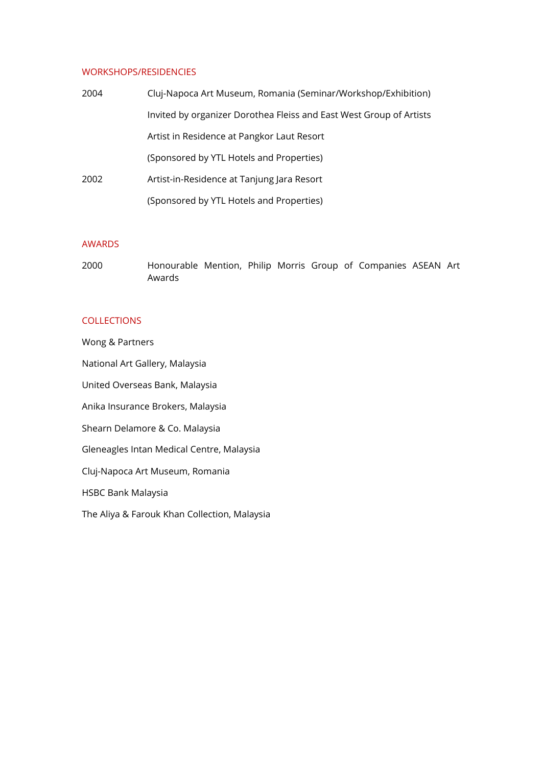## WORKSHOPS/RESIDENCIES

| | |
|---|---|
| 2004 | Cluj-Napoca Art Museum, Romania (Seminar/Workshop/Exhibition) |
| | Invited by organizer Dorothea Fleiss and East West Group of Artists |
| | Artist in Residence at Pangkor Laut Resort |
| | (Sponsored by YTL Hotels and Properties) |
| 2002 | Artist-in-Residence at Tanjung Jara Resort |
| | (Sponsored by YTL Hotels and Properties) |

## AWARDS

| | |
|---|---|
| 2000 | Honourable Mention, Philip Morris Group of Companies ASEAN Art Awards |

## COLLECTIONS

Wong & Partners

National Art Gallery, Malaysia

United Overseas Bank, Malaysia

Anika Insurance Brokers, Malaysia

Shearn Delamore & Co. Malaysia

Gleneagles Intan Medical Centre, Malaysia

Cluj-Napoca Art Museum, Romania

HSBC Bank Malaysia

The Aliya & Farouk Khan Collection, Malaysia